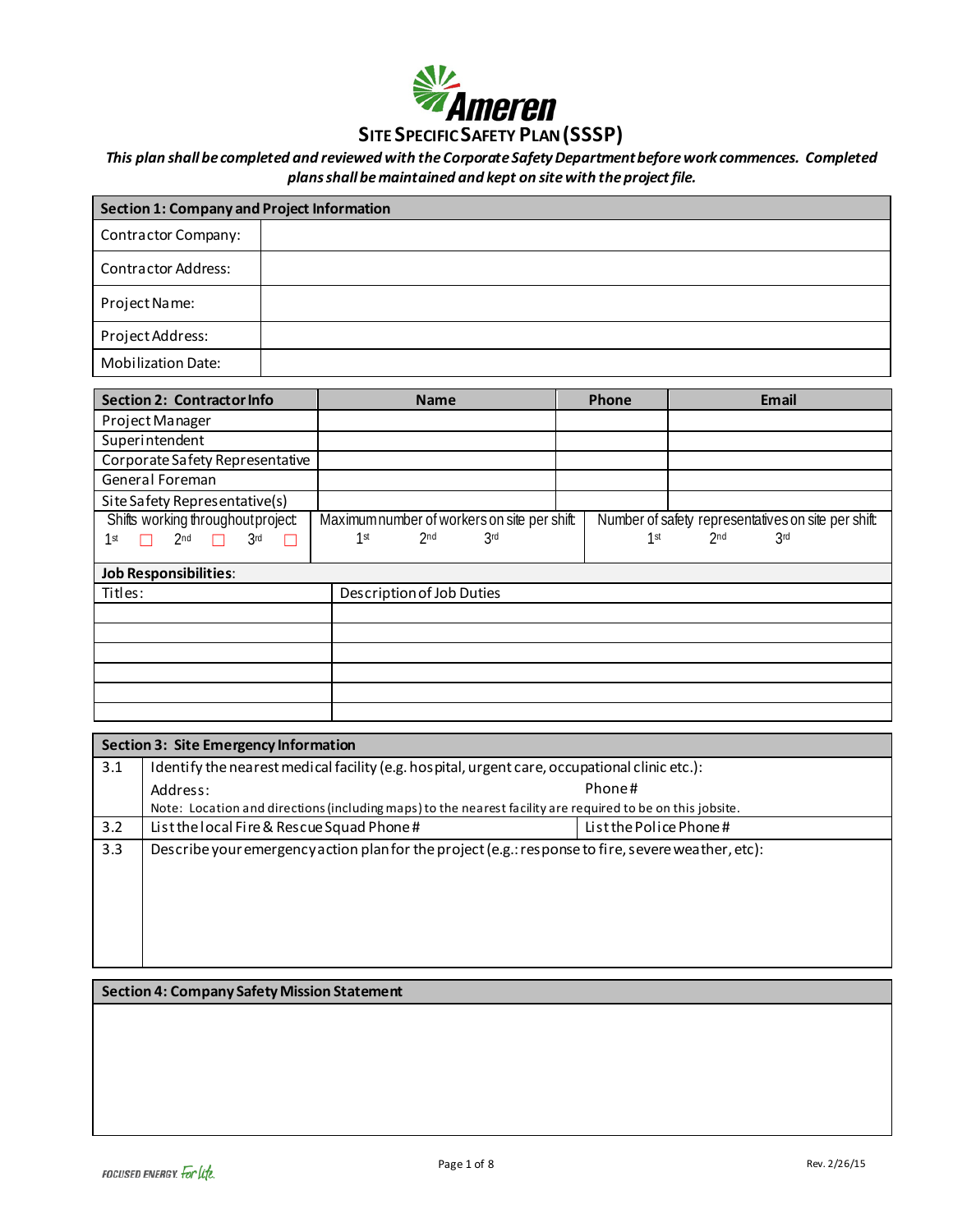# SITE SPECIFIC SAFETY PLAN (SSSP)

***This plan shall be completed and reviewed with the Corporate Safety Department before work commences. Completed plans shall be maintained and kept on site with the project file.***

| **Section 1: Company and Project Information** | |
|---|---|
| Contractor Company: | |
| Contractor Address: | |
| Project Name: | |
| Project Address: | |
| Mobilization Date: | |

| **Section 2: Contractor Info** | **Name** | **Phone** | **Email** |
|---|---|---|---|
| Project Manager | | | |
| Superintendent | | | |
| Corporate Safety Representative | | | |
| General Foreman | | | |
| Site Safety Representative(s) | | | |
| Shifts working throughout project: 1st ☐ 2nd ☐ 3rd ☐ | Maximum number of workers on site per shift: 1st 2nd 3rd | | Number of safety representatives on site per shift: 1st 2nd 3rd |

**Job Responsibilities**:

| Titles: | Description of Job Duties |
|---|---|
| | |
| | |
| | |
| | |
| | |
| | |

| **Section 3: Site Emergency Information** | | |
|---|---|---|
| 3.1 | Identify the nearest medical facility (e.g. hospital, urgent care, occupational clinic etc.):<br>Address: Phone#<br>Note: Location and directions (including maps) to the nearest facility are required to be on this jobsite. | |
| 3.2 | List the local Fire & Rescue Squad Phone # | List the Police Phone # |
| 3.3 | Describe your emergency action plan for the project (e.g.: response to fire, severe weather, etc): | |

| **Section 4: Company Safety Mission Statement** |
|---|
| |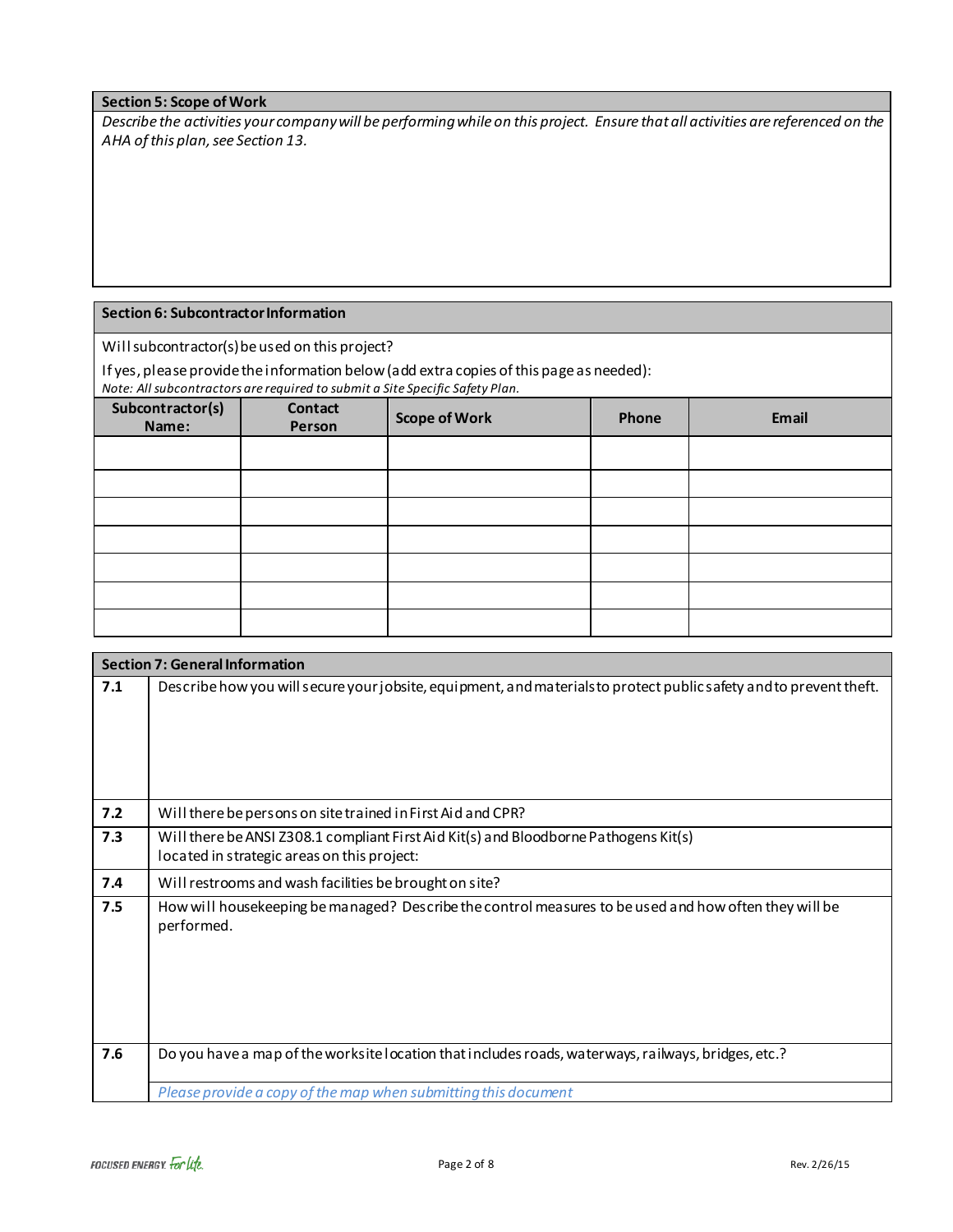## Section 5: Scope of Work

*Describe the activities your company will be performing while on this project. Ensure that all activities are referenced on the AHA of this plan, see Section 13.*

## Section 6: Subcontractor Information

Will subcontractor(s) be used on this project?

If yes, please provide the information below (add extra copies of this page as needed):

*Note: All subcontractors are required to submit a Site Specific Safety Plan.*

| Subcontractor(s) Name: | Contact Person | Scope of Work | Phone | Email |
|---|---|---|---|---|
| | | | | |
| | | | | |
| | | | | |
| | | | | |
| | | | | |
| | | | | |
| | | | | |

## Section 7: General Information

| | |
|---|---|
| **7.1** | Describe how you will secure your jobsite, equipment, and materials to protect public safety and to prevent theft. |
| **7.2** | Will there be persons on site trained in First Aid and CPR? |
| **7.3** | Will there be ANSI Z308.1 compliant First Aid Kit(s) and Bloodborne Pathogens Kit(s) located in strategic areas on this project: |
| **7.4** | Will restrooms and wash facilities be brought on site? |
| **7.5** | How will housekeeping be managed? Describe the control measures to be used and how often they will be performed. |
| **7.6** | Do you have a map of the worksite location that includes roads, waterways, railways, bridges, etc.? |
| | *Please provide a copy of the map when submitting this document* |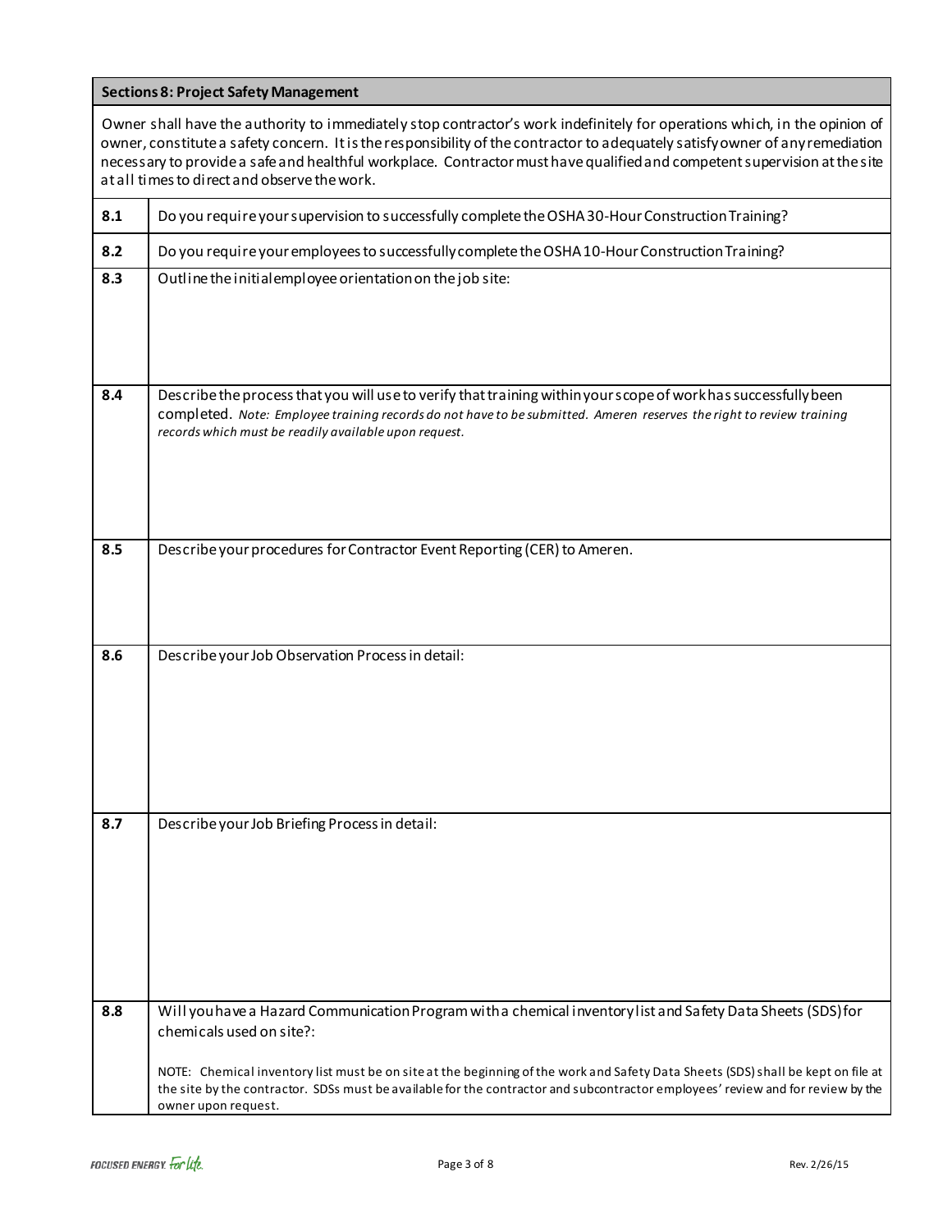| Sections 8: Project Safety Management | |
|---|---|
| Owner shall have the authority to immediately stop contractor's work indefinitely for operations which, in the opinion of owner, constitute a safety concern. It is the responsibility of the contractor to adequately satisfy owner of any remediation necessary to provide a safe and healthful workplace. Contractor must have qualified and competent supervision at the site at all times to direct and observe the work. | |
| 8.1 | Do you require your supervision to successfully complete the OSHA 30-Hour Construction Training? |
| 8.2 | Do you require your employees to successfully complete the OSHA 10-Hour Construction Training? |
| 8.3 | Outline the initial employee orientation on the job site: |
| 8.4 | Describe the process that you will use to verify that training within your scope of work has successfully been completed. *Note: Employee training records do not have to be submitted. Ameren reserves the right to review training records which must be readily available upon request.* |
| 8.5 | Describe your procedures for Contractor Event Reporting (CER) to Ameren. |
| 8.6 | Describe your Job Observation Process in detail: |
| 8.7 | Describe your Job Briefing Process in detail: |
| 8.8 | Will you have a Hazard Communication Program with a chemical inventory list and Safety Data Sheets (SDS) for chemicals used on site?: <br><br> NOTE: Chemical inventory list must be on site at the beginning of the work and Safety Data Sheets (SDS) shall be kept on file at the site by the contractor. SDSs must be available for the contractor and subcontractor employees' review and for review by the owner upon request. |

FOCUSED ENERGY. For life.

Rev. 2/26/15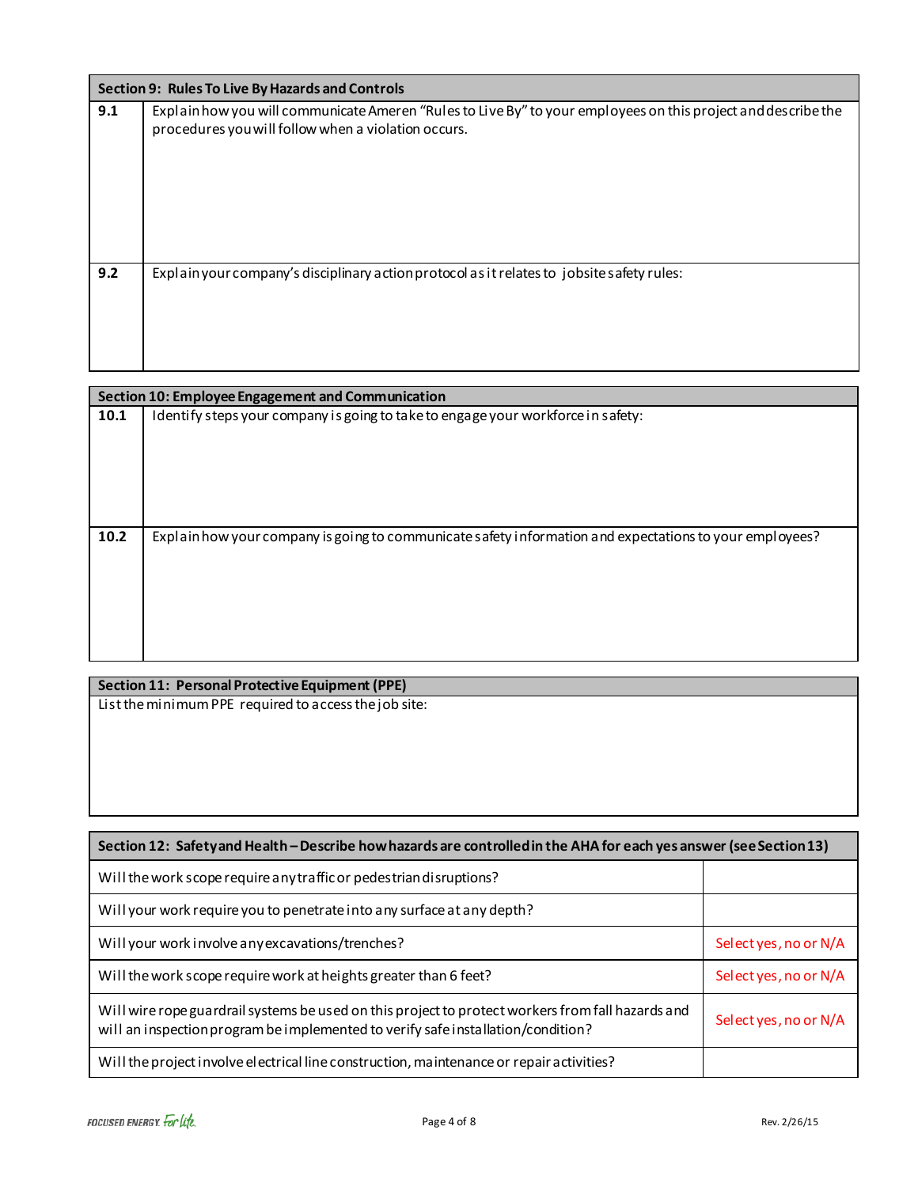| Section 9: Rules To Live By Hazards and Controls | |
|---|---|
| 9.1 | Explain how you will communicate Ameren "Rules to Live By" to your employees on this project and describe the procedures you will follow when a violation occurs. |
| 9.2 | Explain your company's disciplinary action protocol as it relates to jobsite safety rules: |

| Section 10: Employee Engagement and Communication | |
|---|---|
| 10.1 | Identify steps your company is going to take to engage your workforce in safety: |
| 10.2 | Explain how your company is going to communicate safety information and expectations to your employees? |

| Section 11: Personal Protective Equipment (PPE) |
|---|
| List the minimum PPE required to access the job site: |

| Section 12: Safety and Health – Describe how hazards are controlled in the AHA for each yes answer (see Section 13) | |
|---|---|
| Will the work scope require any traffic or pedestrian disruptions? | |
| Will your work require you to penetrate into any surface at any depth? | |
| Will your work involve any excavations/trenches? | Select yes, no or N/A |
| Will the work scope require work at heights greater than 6 feet? | Select yes, no or N/A |
| Will wire rope guardrail systems be used on this project to protect workers from fall hazards and will an inspection program be implemented to verify safe installation/condition? | Select yes, no or N/A |
| Will the project involve electrical line construction, maintenance or repair activities? | |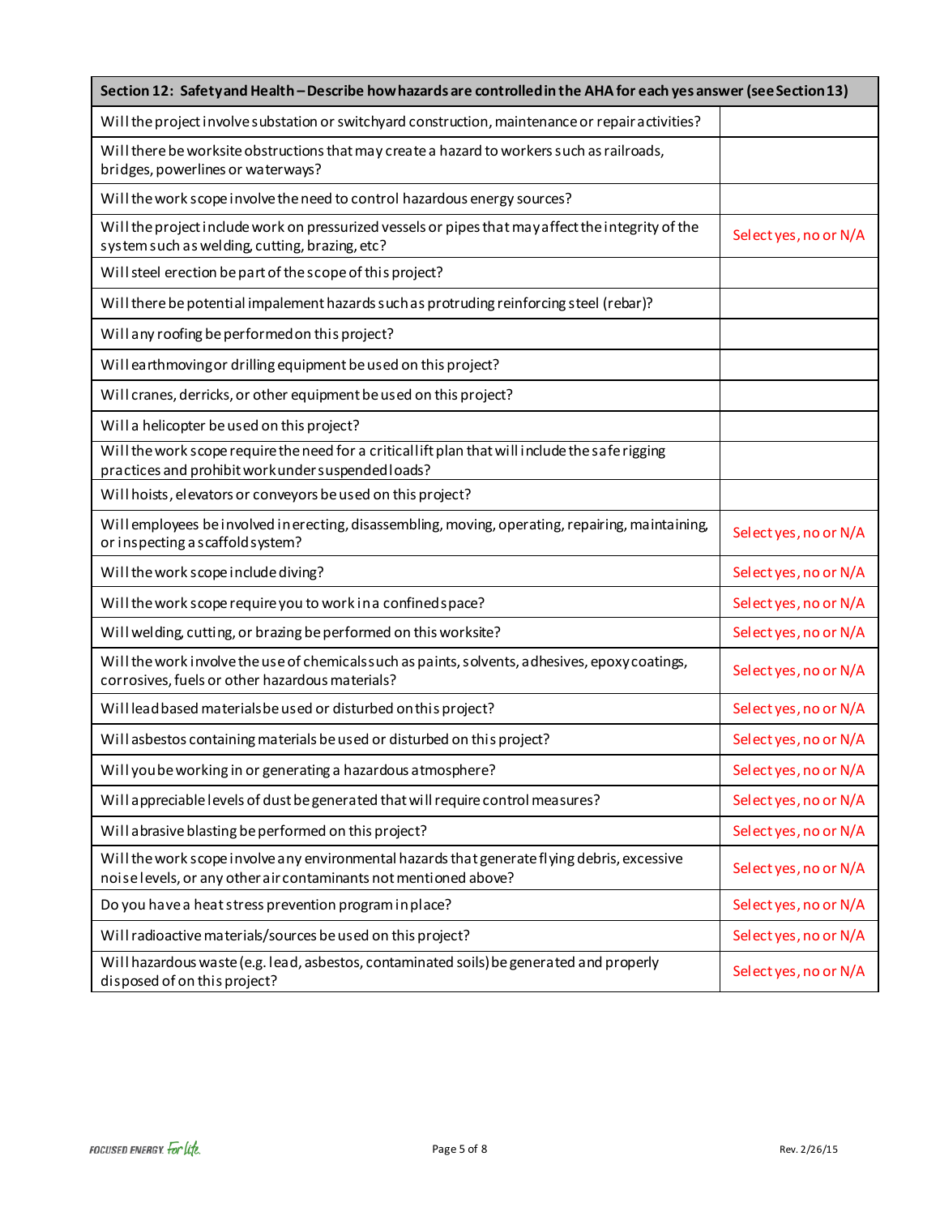| Section 12: Safety and Health – Describe how hazards are controlled in the AHA for each yes answer (see Section 13) | |
|---|---|
| Will the project involve substation or switchyard construction, maintenance or repair activities? | |
| Will there be worksite obstructions that may create a hazard to workers such as railroads, bridges, powerlines or waterways? | |
| Will the work scope involve the need to control hazardous energy sources? | |
| Will the project include work on pressurized vessels or pipes that may affect the integrity of the system such as welding, cutting, brazing, etc? | Select yes, no or N/A |
| Will steel erection be part of the scope of this project? | |
| Will there be potential impalement hazards such as protruding reinforcing steel (rebar)? | |
| Will any roofing be performed on this project? | |
| Will earthmoving or drilling equipment be used on this project? | |
| Will cranes, derricks, or other equipment be used on this project? | |
| Will a helicopter be used on this project? | |
| Will the work scope require the need for a critical lift plan that will include the safe rigging practices and prohibit work under suspended loads? | |
| Will hoists, elevators or conveyors be used on this project? | |
| Will employees be involved in erecting, disassembling, moving, operating, repairing, maintaining, or inspecting a scaffold system? | Select yes, no or N/A |
| Will the work scope include diving? | Select yes, no or N/A |
| Will the work scope require you to work in a confined space? | Select yes, no or N/A |
| Will welding, cutting, or brazing be performed on this worksite? | Select yes, no or N/A |
| Will the work involve the use of chemicals such as paints, solvents, adhesives, epoxy coatings, corrosives, fuels or other hazardous materials? | Select yes, no or N/A |
| Will lead based materials be used or disturbed on this project? | Select yes, no or N/A |
| Will asbestos containing materials be used or disturbed on this project? | Select yes, no or N/A |
| Will you be working in or generating a hazardous atmosphere? | Select yes, no or N/A |
| Will appreciable levels of dust be generated that will require control measures? | Select yes, no or N/A |
| Will abrasive blasting be performed on this project? | Select yes, no or N/A |
| Will the work scope involve any environmental hazards that generate flying debris, excessive noise levels, or any other air contaminants not mentioned above? | Select yes, no or N/A |
| Do you have a heat stress prevention program in place? | Select yes, no or N/A |
| Will radioactive materials/sources be used on this project? | Select yes, no or N/A |
| Will hazardous waste (e.g. lead, asbestos, contaminated soils) be generated and properly disposed of on this project? | Select yes, no or N/A |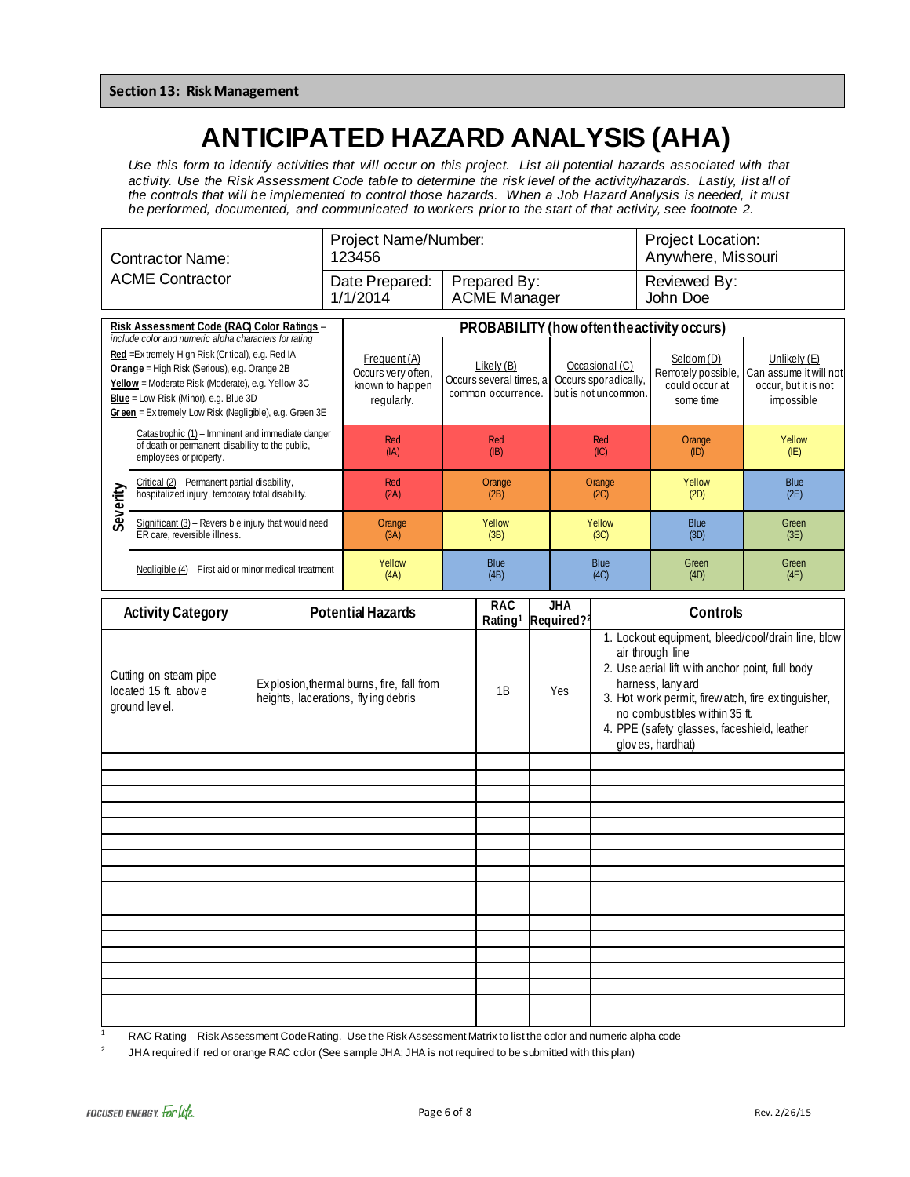**Section 13: Risk Management**

# ANTICIPATED HAZARD ANALYSIS (AHA)

*Use this form to identify activities that will occur on this project. List all potential hazards associated with that activity. Use the Risk Assessment Code table to determine the risk level of the activity/hazards. Lastly, list all of the controls that will be implemented to control those hazards. When a Job Hazard Analysis is needed, it must be performed, documented, and communicated to workers prior to the start of that activity, see footnote 2.*

| Contractor Name: ACME Contractor | Project Name/Number: 123456 | | Project Location: Anywhere, Missouri |
|---|---|---|---|
| | Date Prepared: 1/1/2014 | Prepared By: ACME Manager | Reviewed By: John Doe |

| Risk Assessment Code (RAC) Color Ratings – *include color and numeric alpha characters for rating* | PROBABILITY (how often the activity occurs) | | | | |
|---|---|---|---|---|---|
| **Red** = Extremely High Risk (Critical), e.g. Red IA<br>**Orange** = High Risk (Serious), e.g. Orange 2B<br>**Yellow** = Moderate Risk (Moderate), e.g. Yellow 3C<br>**Blue** = Low Risk (Minor), e.g. Blue 3D<br>**Green** = Extremely Low Risk (Negligible), e.g. Green 3E | Frequent (A) Occurs very often, known to happen regularly. | Likely (B) Occurs several times, a common occurrence. | Occasional (C) Occurs sporadically, but is not uncommon. | Seldom (D) Remotely possible, could occur at some time | Unlikely (E) Can assume it will not occur, but it is not impossible |
| **Severity** – Catastrophic (1) – Imminent and immediate danger of death or permanent disability to the public, employees or property. | Red (IA) | Red (IB) | Red (IC) | Orange (ID) | Yellow (IE) |
| **Severity** – Critical (2) – Permanent partial disability, hospitalized injury, temporary total disability. | Red (2A) | Orange (2B) | Orange (2C) | Yellow (2D) | Blue (2E) |
| **Severity** – Significant (3) – Reversible injury that would need ER care, reversible illness. | Orange (3A) | Yellow (3B) | Yellow (3C) | Blue (3D) | Green (3E) |
| **Severity** – Negligible (4) – First aid or minor medical treatment | Yellow (4A) | Blue (4B) | Blue (4C) | Green (4D) | Green (4E) |

| Activity Category | Potential Hazards | RAC Rating[1] | JHA Required?[2] | Controls |
|---|---|---|---|---|
| Cutting on steam pipe located 15 ft. above ground level. | Explosion, thermal burns, fire, fall from heights, lacerations, flying debris | 1B | Yes | 1. Lockout equipment, bleed/cool/drain line, blow air through line<br>2. Use aerial lift with anchor point, full body harness, lanyard<br>3. Hot work permit, firewatch, fire extinguisher, no combustibles within 35 ft.<br>4. PPE (safety glasses, faceshield, leather gloves, hardhat) |
| | | | | |
| | | | | |
| | | | | |
| | | | | |
| | | | | |
| | | | | |
| | | | | |
| | | | | |
| | | | | |
| | | | | |
| | | | | |
| | | | | |
| | | | | |
| | | | | |
| | | | | |
| | | | | |

[1] RAC Rating – Risk Assessment Code Rating. Use the Risk Assessment Matrix to list the color and numeric alpha code

[2] JHA required if red or orange RAC color (See sample JHA; JHA is not required to be submitted with this plan)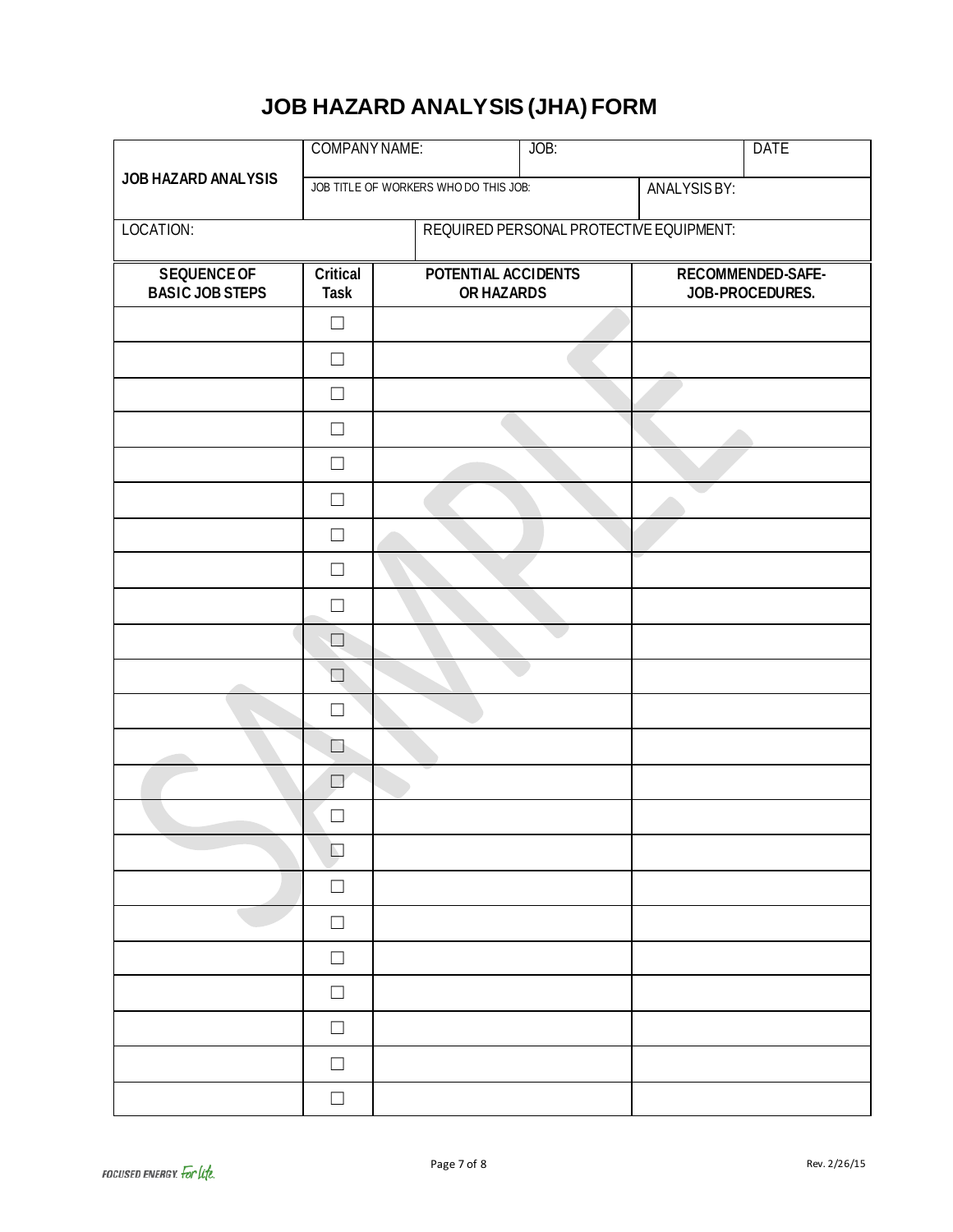# JOB HAZARD ANALYSIS (JHA) FORM

| JOB HAZARD ANALYSIS | COMPANY NAME: | JOB: | DATE |
|---|---|---|---|
| | JOB TITLE OF WORKERS WHO DO THIS JOB: | ANALYSIS BY: | |
| LOCATION: | REQUIRED PERSONAL PROTECTIVE EQUIPMENT: | | |

| SEQUENCE OF BASIC JOB STEPS | Critical Task | POTENTIAL ACCIDENTS OR HAZARDS | RECOMMENDED-SAFE-JOB-PROCEDURES. |
|---|---|---|---|
| | ☐ | | |
| | ☐ | | |
| | ☐ | | |
| | ☐ | | |
| | ☐ | | |
| | ☐ | | |
| | ☐ | | |
| | ☐ | | |
| | ☐ | | |
| | ☐ | | |
| | ☐ | | |
| | ☐ | | |
| | ☐ | | |
| | ☐ | | |
| | ☐ | | |
| | ☐ | | |
| | ☐ | | |
| | ☐ | | |
| | ☐ | | |
| | ☐ | | |
| | ☐ | | |
| | ☐ | | |
| | ☐ | | |

SAMPLE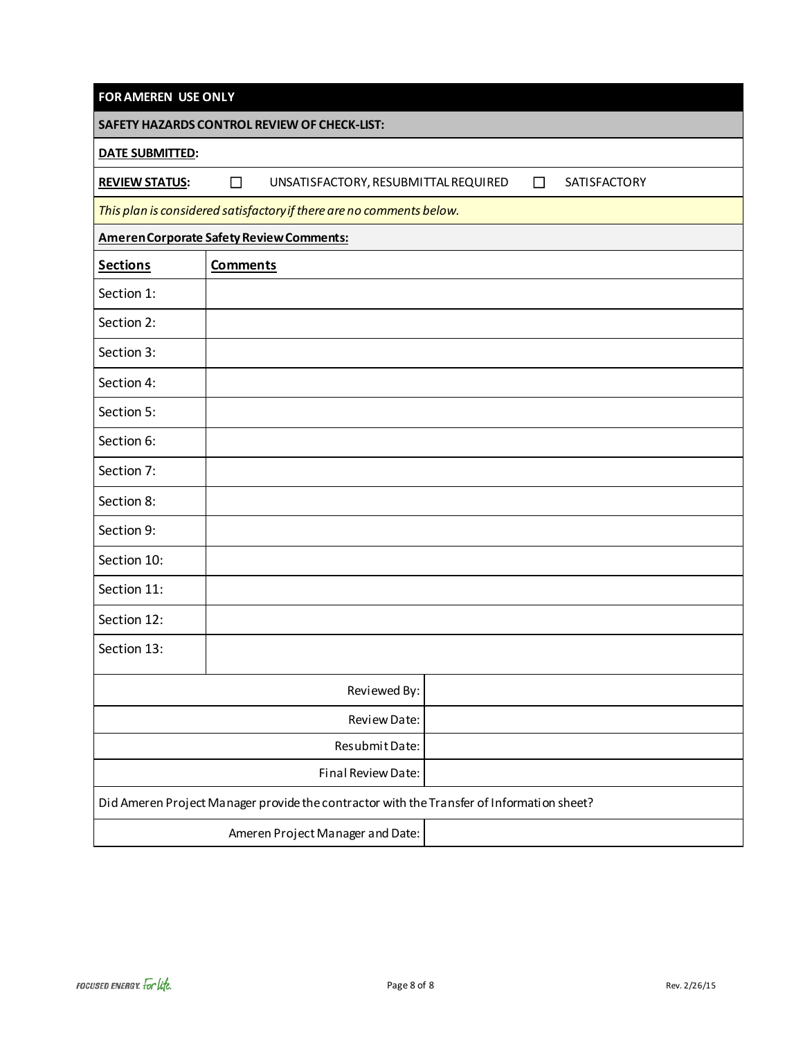## FOR AMEREN USE ONLY

**SAFETY HAZARDS CONTROL REVIEW OF CHECK-LIST:**

**DATE SUBMITTED:**

**REVIEW STATUS:** ☐ UNSATISFACTORY, RESUBMITTAL REQUIRED ☐ SATISFACTORY

*This plan is considered satisfactory if there are no comments below.*

**Ameren Corporate Safety Review Comments:**

| Sections | Comments |
|---|---|
| Section 1: | |
| Section 2: | |
| Section 3: | |
| Section 4: | |
| Section 5: | |
| Section 6: | |
| Section 7: | |
| Section 8: | |
| Section 9: | |
| Section 10: | |
| Section 11: | |
| Section 12: | |
| Section 13: | |

| | |
|---|---|
| Reviewed By: | |
| Review Date: | |
| Resubmit Date: | |
| Final Review Date: | |

Did Ameren Project Manager provide the contractor with the Transfer of Information sheet?

| | |
|---|---|
| Ameren Project Manager and Date: | |